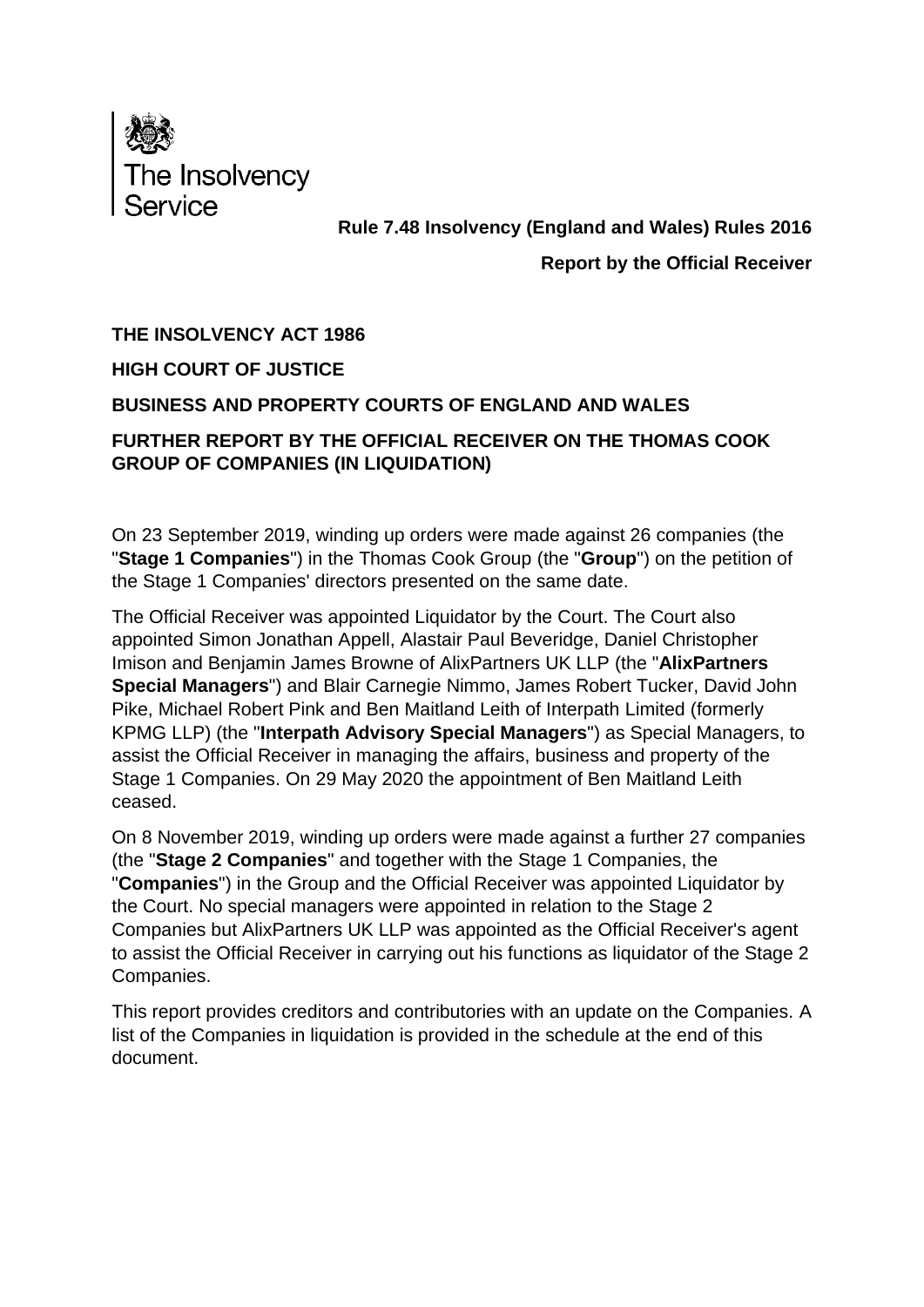The Insolvency Service

**Rule 7.48 Insolvency (England and Wales) Rules 2016**

**Report by the Official Receiver**

**THE INSOLVENCY ACT 1986**

**HIGH COURT OF JUSTICE**

**BUSINESS AND PROPERTY COURTS OF ENGLAND AND WALES**

**FURTHER REPORT BY THE OFFICIAL RECEIVER ON THE THOMAS COOK GROUP OF COMPANIES (IN LIQUIDATION)**

On 23 September 2019, winding up orders were made against 26 companies (the "**Stage 1 Companies**") in the Thomas Cook Group (the "**Group**") on the petition of the Stage 1 Companies' directors presented on the same date.

The Official Receiver was appointed Liquidator by the Court. The Court also appointed Simon Jonathan Appell, Alastair Paul Beveridge, Daniel Christopher Imison and Benjamin James Browne of AlixPartners UK LLP (the "**AlixPartners Special Managers**") and Blair Carnegie Nimmo, James Robert Tucker, David John Pike, Michael Robert Pink and Ben Maitland Leith of Interpath Limited (formerly KPMG LLP) (the "**Interpath Advisory Special Managers**") as Special Managers, to assist the Official Receiver in managing the affairs, business and property of the Stage 1 Companies. On 29 May 2020 the appointment of Ben Maitland Leith ceased.

On 8 November 2019, winding up orders were made against a further 27 companies (the "**Stage 2 Companies**" and together with the Stage 1 Companies, the "**Companies**") in the Group and the Official Receiver was appointed Liquidator by the Court. No special managers were appointed in relation to the Stage 2 Companies but AlixPartners UK LLP was appointed as the Official Receiver's agent to assist the Official Receiver in carrying out his functions as liquidator of the Stage 2 Companies.

This report provides creditors and contributories with an update on the Companies. A list of the Companies in liquidation is provided in the schedule at the end of this document.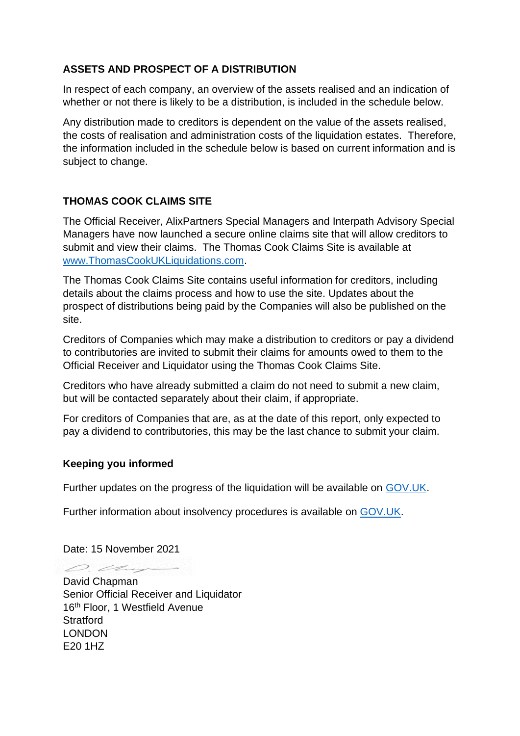## ASSETS AND PROSPECT OF A DISTRIBUTION

In respect of each company, an overview of the assets realised and an indication of whether or not there is likely to be a distribution, is included in the schedule below.

Any distribution made to creditors is dependent on the value of the assets realised, the costs of realisation and administration costs of the liquidation estates. Therefore, the information included in the schedule below is based on current information and is subject to change.

## THOMAS COOK CLAIMS SITE

The Official Receiver, AlixPartners Special Managers and Interpath Advisory Special Managers have now launched a secure online claims site that will allow creditors to submit and view their claims. The Thomas Cook Claims Site is available at www.ThomasCookUKLiquidations.com.

The Thomas Cook Claims Site contains useful information for creditors, including details about the claims process and how to use the site. Updates about the prospect of distributions being paid by the Companies will also be published on the site.

Creditors of Companies which may make a distribution to creditors or pay a dividend to contributories are invited to submit their claims for amounts owed to them to the Official Receiver and Liquidator using the Thomas Cook Claims Site.

Creditors who have already submitted a claim do not need to submit a new claim, but will be contacted separately about their claim, if appropriate.

For creditors of Companies that are, as at the date of this report, only expected to pay a dividend to contributories, this may be the last chance to submit your claim.

### Keeping you informed

Further updates on the progress of the liquidation will be available on GOV.UK.

Further information about insolvency procedures is available on GOV.UK.

Date: 15 November 2021

David Chapman
Senior Official Receiver and Liquidator
16th Floor, 1 Westfield Avenue
Stratford
LONDON
E20 1HZ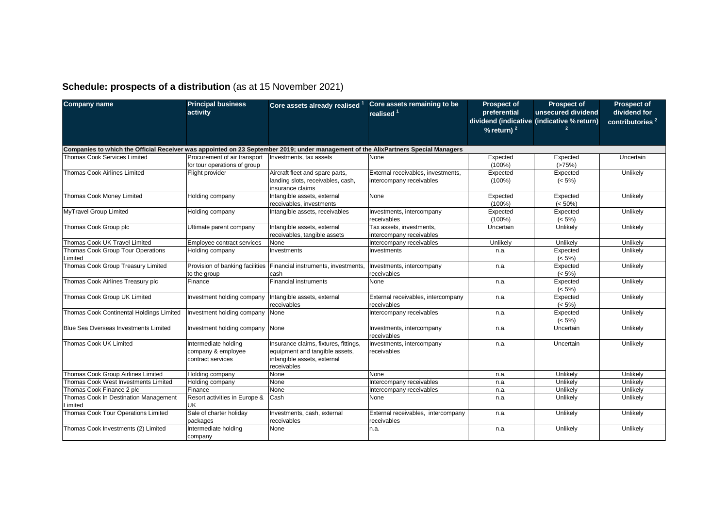## **Schedule: prospects of a distribution** (as at 15 November 2021)

| Company name | Principal business activity | Core assets already realised [1] | Core assets remaining to be realised [1] | Prospect of preferential dividend (indicative % return) [2] | Prospect of unsecured dividend (indicative % return) [2] | Prospect of dividend for contributories [2] |
|---|---|---|---|---|---|---|
| **Companies to which the Official Receiver was appointed on 23 September 2019; under management of the AlixPartners Special Managers** | | | | | | |
| Thomas Cook Services Limited | Procurement of air transport for tour operations of group | Investments, tax assets | None | Expected (100%) | Expected (>75%) | Uncertain |
| Thomas Cook Airlines Limited | Flight provider | Aircraft fleet and spare parts, landing slots, receivables, cash, insurance claims | External receivables, investments, intercompany receivables | Expected (100%) | Expected (< 5%) | Unlikely |
| Thomas Cook Money Limited | Holding company | Intangible assets, external receivables, investments | None | Expected (100%) | Expected (< 50%) | Unlikely |
| MyTravel Group Limited | Holding company | Intangible assets, receivables | Investments, intercompany receivables | Expected (100%) | Expected (< 5%) | Unlikely |
| Thomas Cook Group plc | Ultimate parent company | Intangible assets, external receivables, tangible assets | Tax assets, investments, intercompany receivables | Uncertain | Unlikely | Unlikely |
| Thomas Cook UK Travel Limited | Employee contract services | None | Intercompany receivables | Unlikely | Unlikely | Unlikely |
| Thomas Cook Group Tour Operations Limited | Holding company | Investments | Investments | n.a. | Expected (< 5%) | Unlikely |
| Thomas Cook Group Treasury Limited | Provision of banking facilities to the group | Financial instruments, investments, cash | Investments, intercompany receivables | n.a. | Expected (< 5%) | Unlikely |
| Thomas Cook Airlines Treasury plc | Finance | Financial instruments | None | n.a. | Expected (< 5%) | Unlikely |
| Thomas Cook Group UK Limited | Investment holding company | Intangible assets, external receivables | External receivables, intercompany receivables | n.a. | Expected (< 5%) | Unlikely |
| Thomas Cook Continental Holdings Limited | Investment holding company | None | Intercompany receivables | n.a. | Expected (< 5%) | Unlikely |
| Blue Sea Overseas Investments Limited | Investment holding company | None | Investments, intercompany receivables | n.a. | Uncertain | Unlikely |
| Thomas Cook UK Limited | Intermediate holding company & employee contract services | Insurance claims, fixtures, fittings, equipment and tangible assets, intangible assets, external receivables | Investments, intercompany receivables | n.a. | Uncertain | Unlikely |
| Thomas Cook Group Airlines Limited | Holding company | None | None | n.a. | Unlikely | Unlikely |
| Thomas Cook West Investments Limited | Holding company | None | Intercompany receivables | n.a. | Unlikely | Unlikely |
| Thomas Cook Finance 2 plc | Finance | None | Intercompany receivables | n.a. | Unlikely | Unlikely |
| Thomas Cook In Destination Management Limited | Resort activities in Europe & UK | Cash | None | n.a. | Unlikely | Unlikely |
| Thomas Cook Tour Operations Limited | Sale of charter holiday packages | Investments, cash, external receivables | External receivables, intercompany receivables | n.a. | Unlikely | Unlikely |
| Thomas Cook Investments (2) Limited | Intermediate holding company | None | n.a. | n.a. | Unlikely | Unlikely |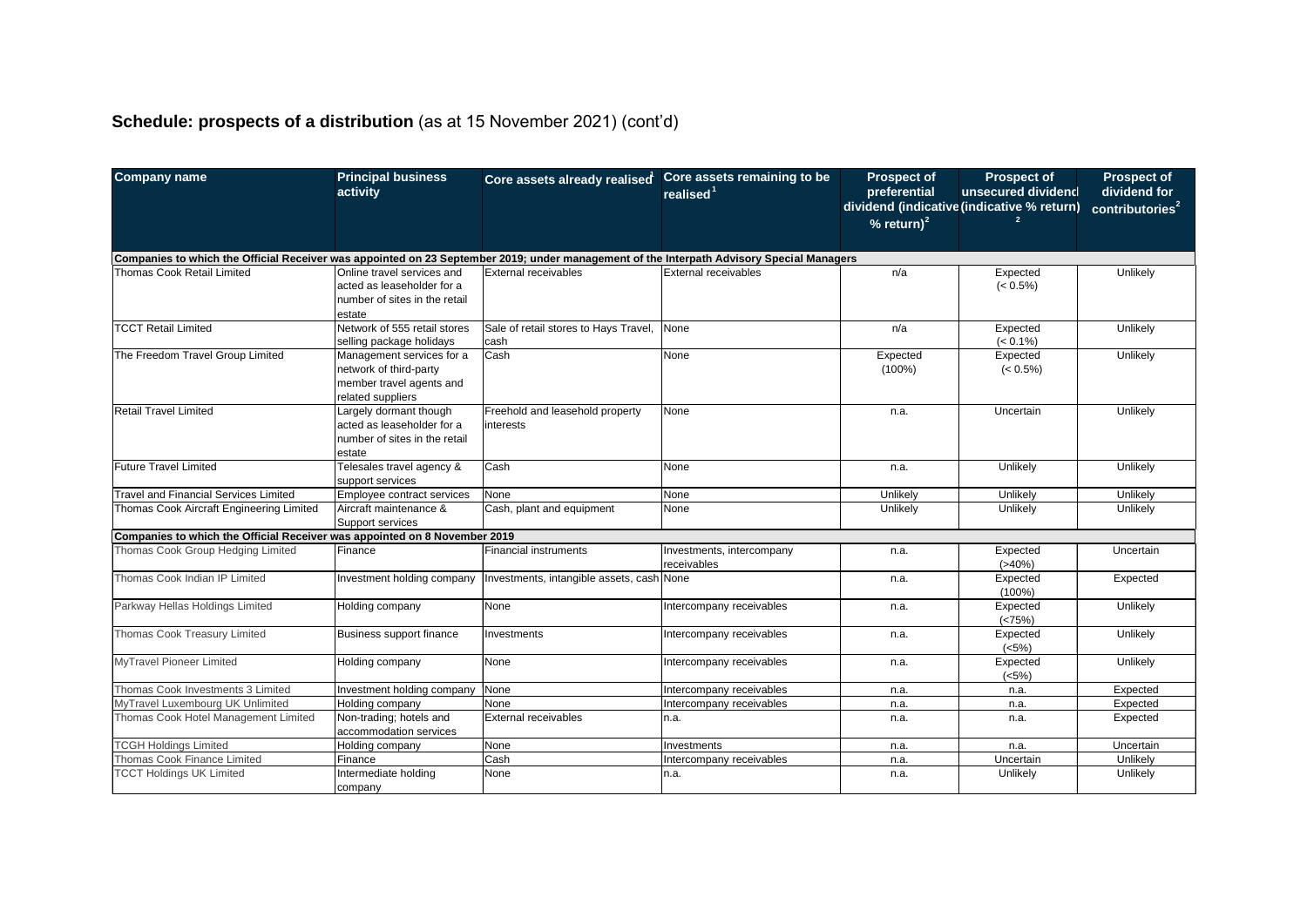# Schedule: prospects of a distribution (as at 15 November 2021) (cont'd)

| Company name | Principal business activity | Core assets already realised[1] | Core assets remaining to be realised[1] | Prospect of preferential dividend (indicative % return)[2] | Prospect of unsecured dividend (indicative % return)[2] | Prospect of dividend for contributories[2] |
|---|---|---|---|---|---|---|
| **Companies to which the Official Receiver was appointed on 23 September 2019; under management of the Interpath Advisory Special Managers** | | | | | | |
| Thomas Cook Retail Limited | Online travel services and acted as leaseholder for a number of sites in the retail estate | External receivables | External receivables | n/a | Expected (< 0.5%) | Unlikely |
| TCCT Retail Limited | Network of 555 retail stores selling package holidays | Sale of retail stores to Hays Travel, cash | None | n/a | Expected (< 0.1%) | Unlikely |
| The Freedom Travel Group Limited | Management services for a network of third-party member travel agents and related suppliers | Cash | None | Expected (100%) | Expected (< 0.5%) | Unlikely |
| Retail Travel Limited | Largely dormant though acted as leaseholder for a number of sites in the retail estate | Freehold and leasehold property interests | None | n.a. | Uncertain | Unlikely |
| Future Travel Limited | Telesales travel agency & support services | Cash | None | n.a. | Unlikely | Unlikely |
| Travel and Financial Services Limited | Employee contract services | None | None | Unlikely | Unlikely | Unlikely |
| Thomas Cook Aircraft Engineering Limited | Aircraft maintenance & Support services | Cash, plant and equipment | None | Unlikely | Unlikely | Unlikely |
| **Companies to which the Official Receiver was appointed on 8 November 2019** | | | | | | |
| Thomas Cook Group Hedging Limited | Finance | Financial instruments | Investments, intercompany receivables | n.a. | Expected (>40%) | Uncertain |
| Thomas Cook Indian IP Limited | Investment holding company | Investments, intangible assets, cash | None | n.a. | Expected (100%) | Expected |
| Parkway Hellas Holdings Limited | Holding company | None | Intercompany receivables | n.a. | Expected (<75%) | Unlikely |
| Thomas Cook Treasury Limited | Business support finance | Investments | Intercompany receivables | n.a. | Expected (<5%) | Unlikely |
| MyTravel Pioneer Limited | Holding company | None | Intercompany receivables | n.a. | Expected (<5%) | Unlikely |
| Thomas Cook Investments 3 Limited | Investment holding company | None | Intercompany receivables | n.a. | n.a. | Expected |
| MyTravel Luxembourg UK Unlimited | Holding company | None | Intercompany receivables | n.a. | n.a. | Expected |
| Thomas Cook Hotel Management Limited | Non-trading; hotels and accommodation services | External receivables | n.a. | n.a. | n.a. | Expected |
| TCGH Holdings Limited | Holding company | None | Investments | n.a. | n.a. | Uncertain |
| Thomas Cook Finance Limited | Finance | Cash | Intercompany receivables | n.a. | Uncertain | Unlikely |
| TCCT Holdings UK Limited | Intermediate holding company | None | n.a. | n.a. | Unlikely | Unlikely |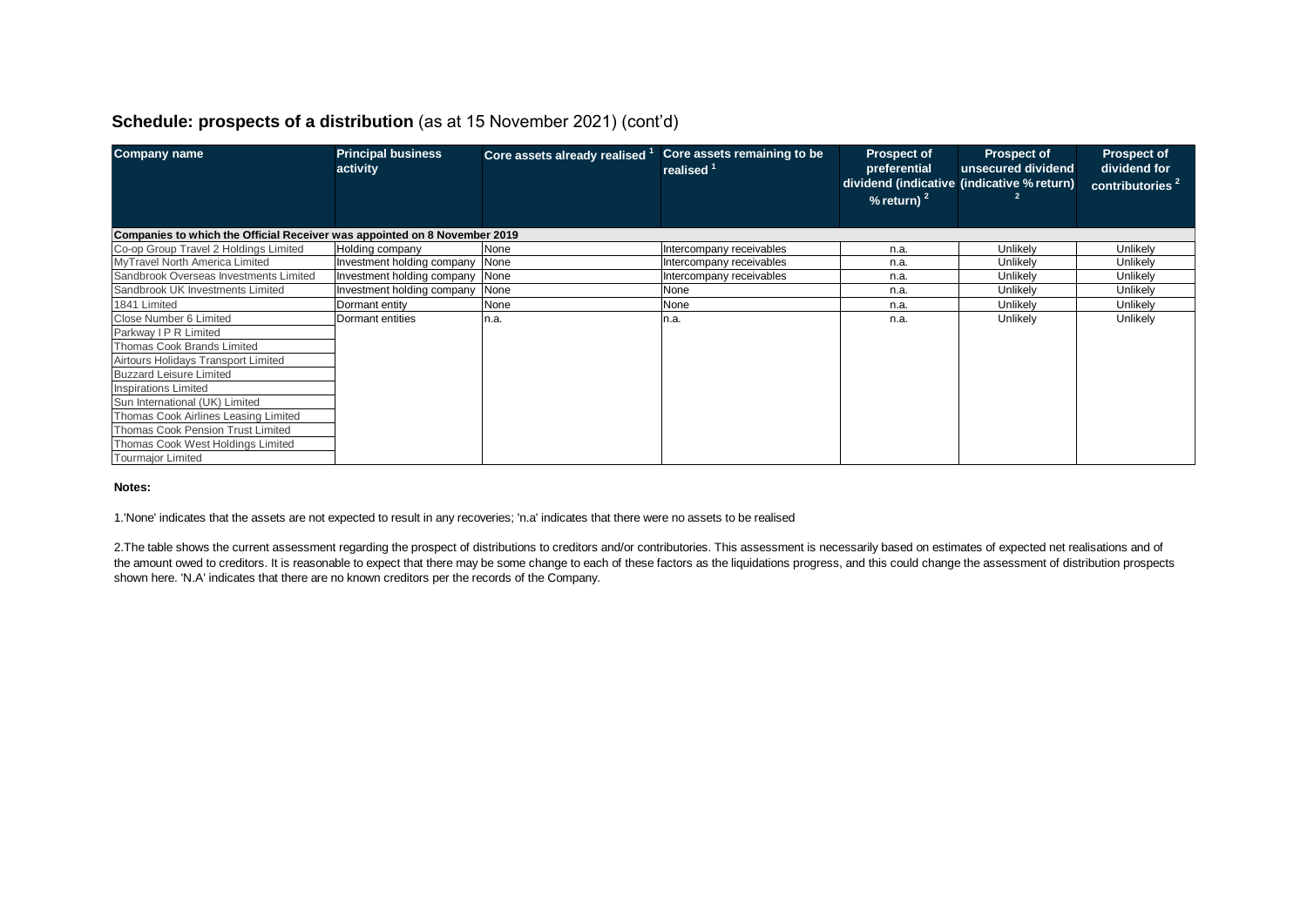## **Schedule: prospects of a distribution** (as at 15 November 2021) (cont'd)

| Company name | Principal business activity | Core assets already realised [1] | Core assets remaining to be realised [1] | Prospect of preferential dividend (indicative % return) [2] | Prospect of unsecured dividend (indicative % return) [2] | Prospect of dividend for contributories [2] |
|---|---|---|---|---|---|---|
| **Companies to which the Official Receiver was appointed on 8 November 2019** | | | | | | |
| Co-op Group Travel 2 Holdings Limited | Holding company | None | Intercompany receivables | n.a. | Unlikely | Unlikely |
| MyTravel North America Limited | Investment holding company | None | Intercompany receivables | n.a. | Unlikely | Unlikely |
| Sandbrook Overseas Investments Limited | Investment holding company | None | Intercompany receivables | n.a. | Unlikely | Unlikely |
| Sandbrook UK Investments Limited | Investment holding company | None | None | n.a. | Unlikely | Unlikely |
| 1841 Limited | Dormant entity | None | None | n.a. | Unlikely | Unlikely |
| Close Number 6 Limited | Dormant entities | n.a. | n.a. | n.a. | Unlikely | Unlikely |
| Parkway I P R Limited | | | | | | |
| Thomas Cook Brands Limited | | | | | | |
| Airtours Holidays Transport Limited | | | | | | |
| Buzzard Leisure Limited | | | | | | |
| Inspirations Limited | | | | | | |
| Sun International (UK) Limited | | | | | | |
| Thomas Cook Airlines Leasing Limited | | | | | | |
| Thomas Cook Pension Trust Limited | | | | | | |
| Thomas Cook West Holdings Limited | | | | | | |
| Tourmajor Limited | | | | | | |

**Notes:**

1.'None' indicates that the assets are not expected to result in any recoveries; 'n.a' indicates that there were no assets to be realised

2.The table shows the current assessment regarding the prospect of distributions to creditors and/or contributories. This assessment is necessarily based on estimates of expected net realisations and of the amount owed to creditors. It is reasonable to expect that there may be some change to each of these factors as the liquidations progress, and this could change the assessment of distribution prospects shown here. 'N.A' indicates that there are no known creditors per the records of the Company.